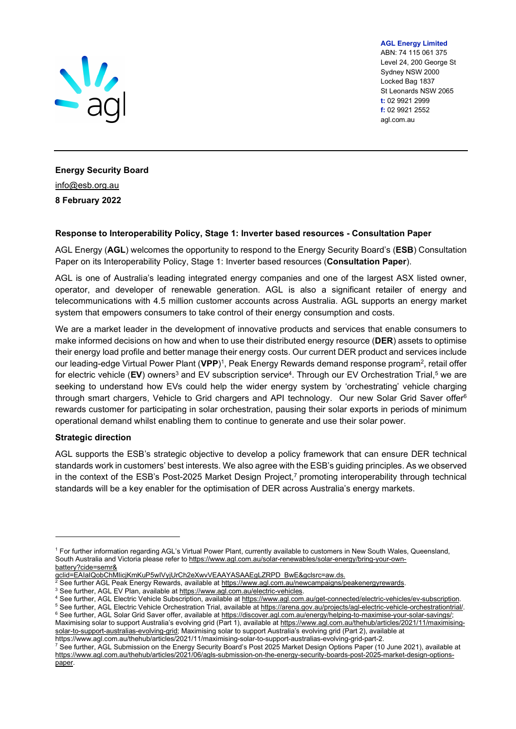**AGL Energy Limited**
ABN: 74 115 061 375
Level 24, 200 George St
Sydney NSW 2000
Locked Bag 1837
St Leonards NSW 2065
**t:** 02 9921 2999
**f:** 02 9921 2552
agl.com.au

**Energy Security Board**
info@esb.org.au
**8 February 2022**

**Response to Interoperability Policy, Stage 1: Inverter based resources - Consultation Paper**

AGL Energy (**AGL**) welcomes the opportunity to respond to the Energy Security Board's (**ESB**) Consultation Paper on its Interoperability Policy, Stage 1: Inverter based resources (**Consultation Paper**).

AGL is one of Australia's leading integrated energy companies and one of the largest ASX listed owner, operator, and developer of renewable generation. AGL is also a significant retailer of energy and telecommunications with 4.5 million customer accounts across Australia. AGL supports an energy market system that empowers consumers to take control of their energy consumption and costs.

We are a market leader in the development of innovative products and services that enable consumers to make informed decisions on how and when to use their distributed energy resource (**DER**) assets to optimise their energy load profile and better manage their energy costs. Our current DER product and services include our leading-edge Virtual Power Plant (**VPP**)[1], Peak Energy Rewards demand response program[2], retail offer for electric vehicle (**EV**) owners[3] and EV subscription service[4]. Through our EV Orchestration Trial,[5] we are seeking to understand how EVs could help the wider energy system by 'orchestrating' vehicle charging through smart chargers, Vehicle to Grid chargers and API technology. Our new Solar Grid Saver offer[6] rewards customer for participating in solar orchestration, pausing their solar exports in periods of minimum operational demand whilst enabling them to continue to generate and use their solar power.

**Strategic direction**

AGL supports the ESB's strategic objective to develop a policy framework that can ensure DER technical standards work in customers' best interests. We also agree with the ESB's guiding principles. As we observed in the context of the ESB's Post-2025 Market Design Project,[7] promoting interoperability through technical standards will be a key enabler for the optimisation of DER across Australia's energy markets.

---

[1] For further information regarding AGL's Virtual Power Plant, currently available to customers in New South Wales, Queensland, South Australia and Victoria please refer to https://www.agl.com.au/solar-renewables/solar-energy/bring-your-own-battery?cide=semr&gclid=EAIaIQobChMIicjKmKuP5wIVyjUrCh2eXwvVEAAYASAAEgLZRPD_BwE&gclsrc=aw.ds.

[2] See further AGL Peak Energy Rewards, available at https://www.agl.com.au/newcampaigns/peakenergyrewards.

[3] See further, AGL EV Plan, available at https://www.agl.com.au/electric-vehicles.

[4] See further, AGL Electric Vehicle Subscription, available at https://www.agl.com.au/get-connected/electric-vehicles/ev-subscription.

[5] See further, AGL Electric Vehicle Orchestration Trial, available at https://arena.gov.au/projects/agl-electric-vehicle-orchestrationtrial/.

[6] See further, AGL Solar Grid Saver offer, available at https://discover.agl.com.au/energy/helping-to-maximise-your-solar-savings/; Maximising solar to support Australia's evolving grid (Part 1), available at https://www.agl.com.au/thehub/articles/2021/11/maximising-solar-to-support-australias-evolving-grid; Maximising solar to support Australia's evolving grid (Part 2), available at https://www.agl.com.au/thehub/articles/2021/11/maximising-solar-to-support-australias-evolving-grid-part-2.

[7] See further, AGL Submission on the Energy Security Board's Post 2025 Market Design Options Paper (10 June 2021), available at https://www.agl.com.au/thehub/articles/2021/06/agls-submission-on-the-energy-security-boards-post-2025-market-design-options-paper.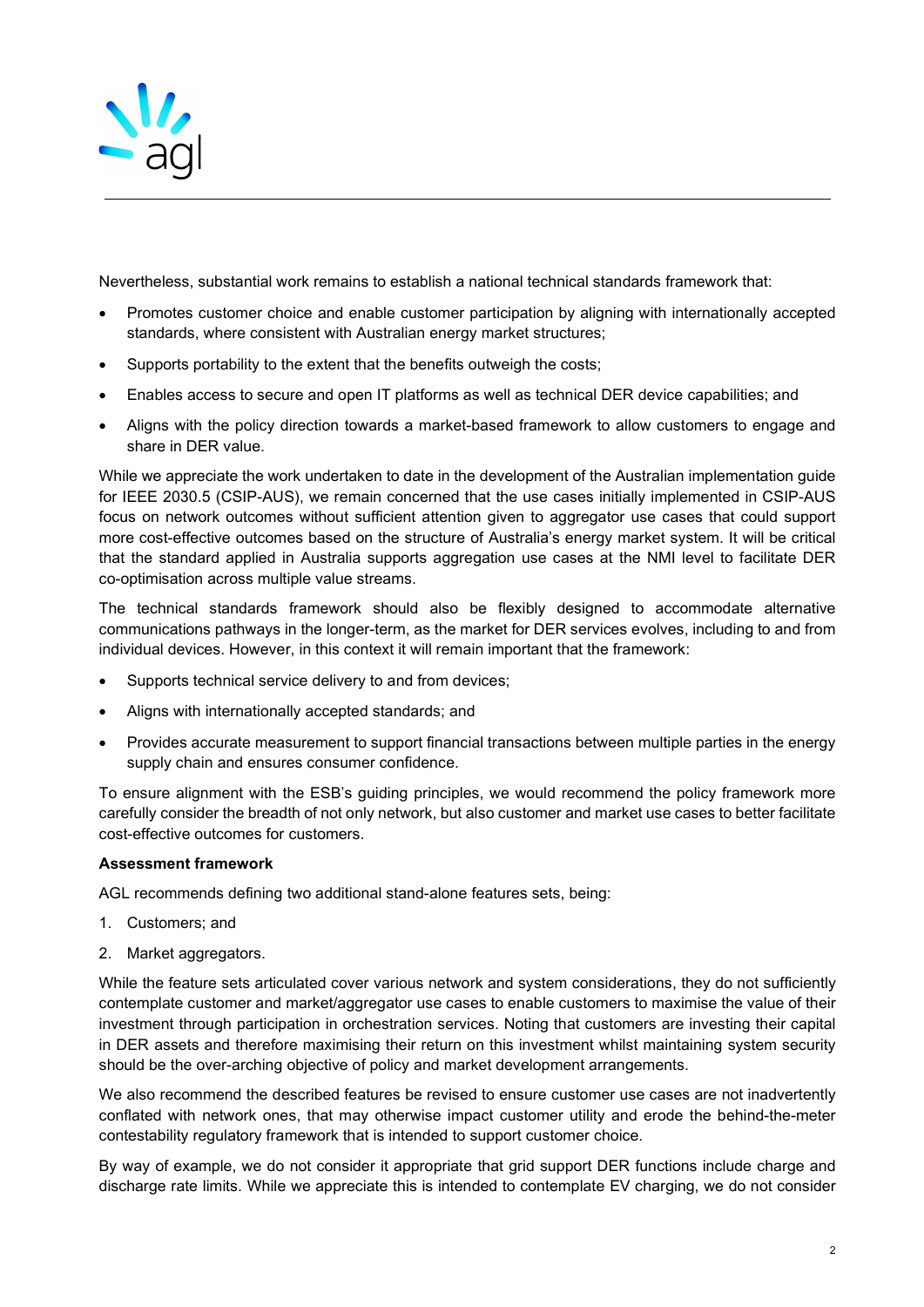Nevertheless, substantial work remains to establish a national technical standards framework that:

- Promotes customer choice and enable customer participation by aligning with internationally accepted standards, where consistent with Australian energy market structures;
- Supports portability to the extent that the benefits outweigh the costs;
- Enables access to secure and open IT platforms as well as technical DER device capabilities; and
- Aligns with the policy direction towards a market-based framework to allow customers to engage and share in DER value.

While we appreciate the work undertaken to date in the development of the Australian implementation guide for IEEE 2030.5 (CSIP-AUS), we remain concerned that the use cases initially implemented in CSIP-AUS focus on network outcomes without sufficient attention given to aggregator use cases that could support more cost-effective outcomes based on the structure of Australia's energy market system. It will be critical that the standard applied in Australia supports aggregation use cases at the NMI level to facilitate DER co-optimisation across multiple value streams.

The technical standards framework should also be flexibly designed to accommodate alternative communications pathways in the longer-term, as the market for DER services evolves, including to and from individual devices. However, in this context it will remain important that the framework:

- Supports technical service delivery to and from devices;
- Aligns with internationally accepted standards; and
- Provides accurate measurement to support financial transactions between multiple parties in the energy supply chain and ensures consumer confidence.

To ensure alignment with the ESB's guiding principles, we would recommend the policy framework more carefully consider the breadth of not only network, but also customer and market use cases to better facilitate cost-effective outcomes for customers.

**Assessment framework**

AGL recommends defining two additional stand-alone features sets, being:

1. Customers; and
2. Market aggregators.

While the feature sets articulated cover various network and system considerations, they do not sufficiently contemplate customer and market/aggregator use cases to enable customers to maximise the value of their investment through participation in orchestration services. Noting that customers are investing their capital in DER assets and therefore maximising their return on this investment whilst maintaining system security should be the over-arching objective of policy and market development arrangements.

We also recommend the described features be revised to ensure customer use cases are not inadvertently conflated with network ones, that may otherwise impact customer utility and erode the behind-the-meter contestability regulatory framework that is intended to support customer choice.

By way of example, we do not consider it appropriate that grid support DER functions include charge and discharge rate limits. While we appreciate this is intended to contemplate EV charging, we do not consider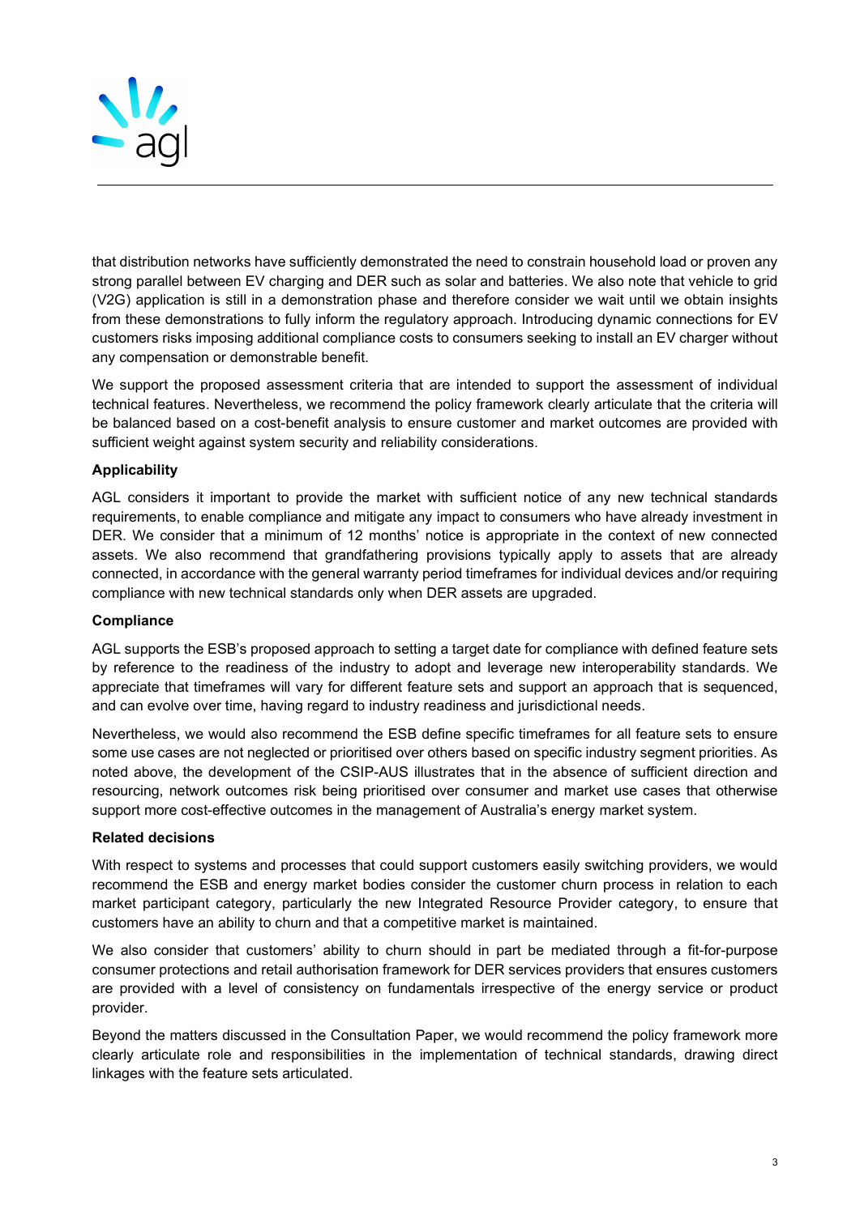that distribution networks have sufficiently demonstrated the need to constrain household load or proven any strong parallel between EV charging and DER such as solar and batteries. We also note that vehicle to grid (V2G) application is still in a demonstration phase and therefore consider we wait until we obtain insights from these demonstrations to fully inform the regulatory approach. Introducing dynamic connections for EV customers risks imposing additional compliance costs to consumers seeking to install an EV charger without any compensation or demonstrable benefit.

We support the proposed assessment criteria that are intended to support the assessment of individual technical features. Nevertheless, we recommend the policy framework clearly articulate that the criteria will be balanced based on a cost-benefit analysis to ensure customer and market outcomes are provided with sufficient weight against system security and reliability considerations.

**Applicability**

AGL considers it important to provide the market with sufficient notice of any new technical standards requirements, to enable compliance and mitigate any impact to consumers who have already investment in DER. We consider that a minimum of 12 months' notice is appropriate in the context of new connected assets. We also recommend that grandfathering provisions typically apply to assets that are already connected, in accordance with the general warranty period timeframes for individual devices and/or requiring compliance with new technical standards only when DER assets are upgraded.

**Compliance**

AGL supports the ESB's proposed approach to setting a target date for compliance with defined feature sets by reference to the readiness of the industry to adopt and leverage new interoperability standards. We appreciate that timeframes will vary for different feature sets and support an approach that is sequenced, and can evolve over time, having regard to industry readiness and jurisdictional needs.

Nevertheless, we would also recommend the ESB define specific timeframes for all feature sets to ensure some use cases are not neglected or prioritised over others based on specific industry segment priorities. As noted above, the development of the CSIP-AUS illustrates that in the absence of sufficient direction and resourcing, network outcomes risk being prioritised over consumer and market use cases that otherwise support more cost-effective outcomes in the management of Australia's energy market system.

**Related decisions**

With respect to systems and processes that could support customers easily switching providers, we would recommend the ESB and energy market bodies consider the customer churn process in relation to each market participant category, particularly the new Integrated Resource Provider category, to ensure that customers have an ability to churn and that a competitive market is maintained.

We also consider that customers' ability to churn should in part be mediated through a fit-for-purpose consumer protections and retail authorisation framework for DER services providers that ensures customers are provided with a level of consistency on fundamentals irrespective of the energy service or product provider.

Beyond the matters discussed in the Consultation Paper, we would recommend the policy framework more clearly articulate role and responsibilities in the implementation of technical standards, drawing direct linkages with the feature sets articulated.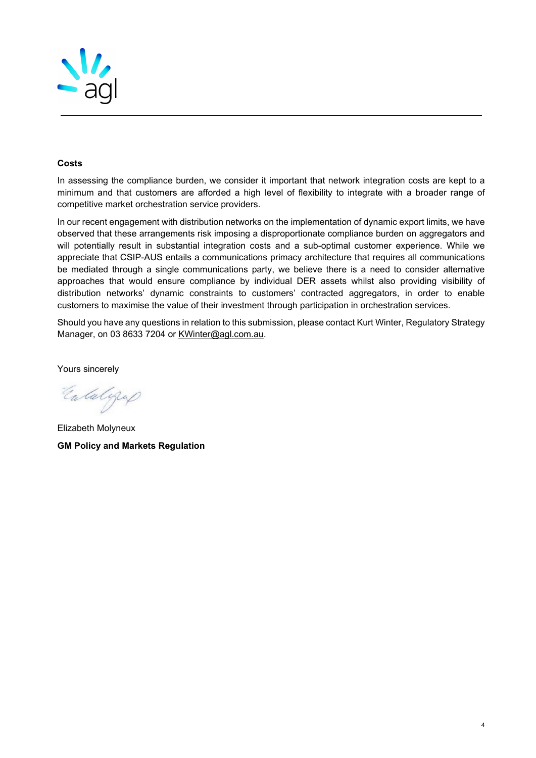**Costs**

In assessing the compliance burden, we consider it important that network integration costs are kept to a minimum and that customers are afforded a high level of flexibility to integrate with a broader range of competitive market orchestration service providers.

In our recent engagement with distribution networks on the implementation of dynamic export limits, we have observed that these arrangements risk imposing a disproportionate compliance burden on aggregators and will potentially result in substantial integration costs and a sub-optimal customer experience. While we appreciate that CSIP-AUS entails a communications primacy architecture that requires all communications be mediated through a single communications party, we believe there is a need to consider alternative approaches that would ensure compliance by individual DER assets whilst also providing visibility of distribution networks' dynamic constraints to customers' contracted aggregators, in order to enable customers to maximise the value of their investment through participation in orchestration services.

Should you have any questions in relation to this submission, please contact Kurt Winter, Regulatory Strategy Manager, on 03 8633 7204 or KWinter@agl.com.au.

Yours sincerely

Elizabeth Molyneux

**GM Policy and Markets Regulation**